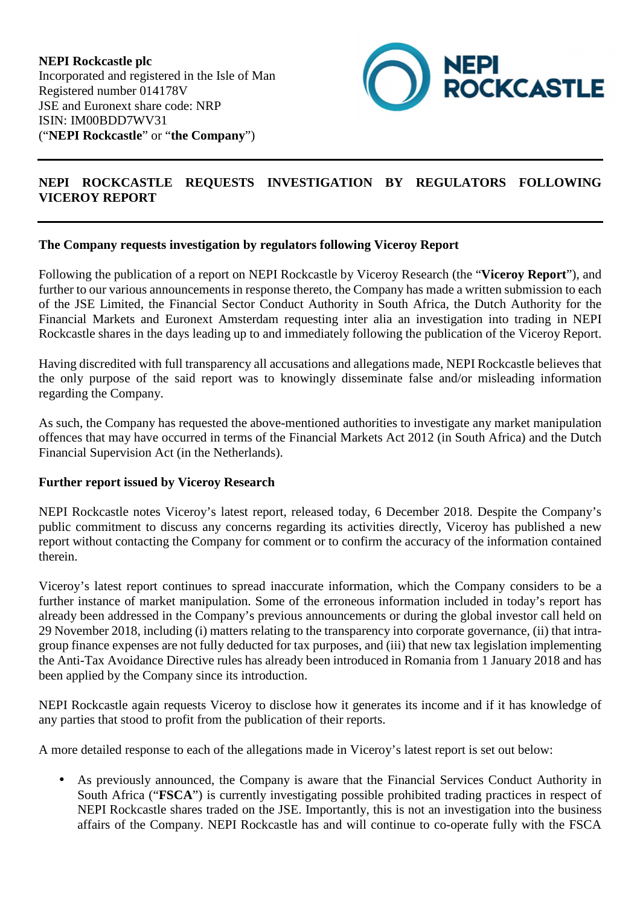**NEPI Rockcastle plc**
Incorporated and registered in the Isle of Man
Registered number 014178V
JSE and Euronext share code: NRP
ISIN: IM00BDD7WV31
("**NEPI Rockcastle**" or "**the Company**")

# NEPI ROCKCASTLE REQUESTS INVESTIGATION BY REGULATORS FOLLOWING VICEROY REPORT

**The Company requests investigation by regulators following Viceroy Report**

Following the publication of a report on NEPI Rockcastle by Viceroy Research (the "**Viceroy Report**"), and further to our various announcements in response thereto, the Company has made a written submission to each of the JSE Limited, the Financial Sector Conduct Authority in South Africa, the Dutch Authority for the Financial Markets and Euronext Amsterdam requesting inter alia an investigation into trading in NEPI Rockcastle shares in the days leading up to and immediately following the publication of the Viceroy Report.

Having discredited with full transparency all accusations and allegations made, NEPI Rockcastle believes that the only purpose of the said report was to knowingly disseminate false and/or misleading information regarding the Company.

As such, the Company has requested the above-mentioned authorities to investigate any market manipulation offences that may have occurred in terms of the Financial Markets Act 2012 (in South Africa) and the Dutch Financial Supervision Act (in the Netherlands).

**Further report issued by Viceroy Research**

NEPI Rockcastle notes Viceroy's latest report, released today, 6 December 2018. Despite the Company's public commitment to discuss any concerns regarding its activities directly, Viceroy has published a new report without contacting the Company for comment or to confirm the accuracy of the information contained therein.

Viceroy's latest report continues to spread inaccurate information, which the Company considers to be a further instance of market manipulation. Some of the erroneous information included in today's report has already been addressed in the Company's previous announcements or during the global investor call held on 29 November 2018, including (i) matters relating to the transparency into corporate governance, (ii) that intra-group finance expenses are not fully deducted for tax purposes, and (iii) that new tax legislation implementing the Anti-Tax Avoidance Directive rules has already been introduced in Romania from 1 January 2018 and has been applied by the Company since its introduction.

NEPI Rockcastle again requests Viceroy to disclose how it generates its income and if it has knowledge of any parties that stood to profit from the publication of their reports.

A more detailed response to each of the allegations made in Viceroy's latest report is set out below:

- As previously announced, the Company is aware that the Financial Services Conduct Authority in South Africa ("**FSCA**") is currently investigating possible prohibited trading practices in respect of NEPI Rockcastle shares traded on the JSE. Importantly, this is not an investigation into the business affairs of the Company. NEPI Rockcastle has and will continue to co-operate fully with the FSCA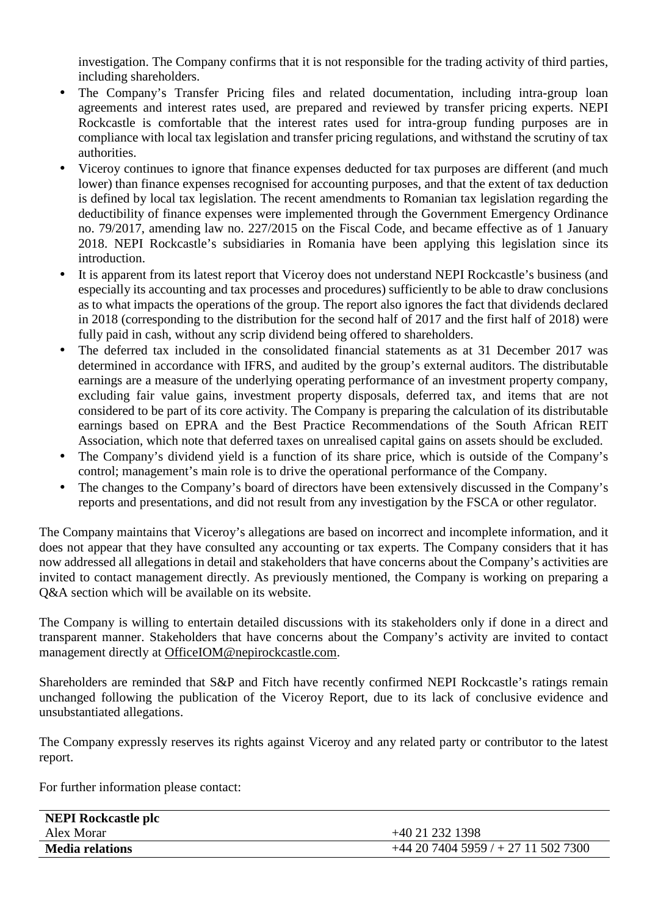investigation. The Company confirms that it is not responsible for the trading activity of third parties, including shareholders.

- The Company's Transfer Pricing files and related documentation, including intra-group loan agreements and interest rates used, are prepared and reviewed by transfer pricing experts. NEPI Rockcastle is comfortable that the interest rates used for intra-group funding purposes are in compliance with local tax legislation and transfer pricing regulations, and withstand the scrutiny of tax authorities.
- Viceroy continues to ignore that finance expenses deducted for tax purposes are different (and much lower) than finance expenses recognised for accounting purposes, and that the extent of tax deduction is defined by local tax legislation. The recent amendments to Romanian tax legislation regarding the deductibility of finance expenses were implemented through the Government Emergency Ordinance no. 79/2017, amending law no. 227/2015 on the Fiscal Code, and became effective as of 1 January 2018. NEPI Rockcastle's subsidiaries in Romania have been applying this legislation since its introduction.
- It is apparent from its latest report that Viceroy does not understand NEPI Rockcastle's business (and especially its accounting and tax processes and procedures) sufficiently to be able to draw conclusions as to what impacts the operations of the group. The report also ignores the fact that dividends declared in 2018 (corresponding to the distribution for the second half of 2017 and the first half of 2018) were fully paid in cash, without any scrip dividend being offered to shareholders.
- The deferred tax included in the consolidated financial statements as at 31 December 2017 was determined in accordance with IFRS, and audited by the group's external auditors. The distributable earnings are a measure of the underlying operating performance of an investment property company, excluding fair value gains, investment property disposals, deferred tax, and items that are not considered to be part of its core activity. The Company is preparing the calculation of its distributable earnings based on EPRA and the Best Practice Recommendations of the South African REIT Association, which note that deferred taxes on unrealised capital gains on assets should be excluded.
- The Company's dividend yield is a function of its share price, which is outside of the Company's control; management's main role is to drive the operational performance of the Company.
- The changes to the Company's board of directors have been extensively discussed in the Company's reports and presentations, and did not result from any investigation by the FSCA or other regulator.

The Company maintains that Viceroy's allegations are based on incorrect and incomplete information, and it does not appear that they have consulted any accounting or tax experts. The Company considers that it has now addressed all allegations in detail and stakeholders that have concerns about the Company's activities are invited to contact management directly. As previously mentioned, the Company is working on preparing a Q&A section which will be available on its website.

The Company is willing to entertain detailed discussions with its stakeholders only if done in a direct and transparent manner. Stakeholders that have concerns about the Company's activity are invited to contact management directly at OfficeIOM@nepirockcastle.com.

Shareholders are reminded that S&P and Fitch have recently confirmed NEPI Rockcastle's ratings remain unchanged following the publication of the Viceroy Report, due to its lack of conclusive evidence and unsubstantiated allegations.

The Company expressly reserves its rights against Viceroy and any related party or contributor to the latest report.

For further information please contact:

| **NEPI Rockcastle plc** | |
|---|---|
| Alex Morar | +40 21 232 1398 |
| **Media relations** | +44 20 7404 5959 / + 27 11 502 7300 |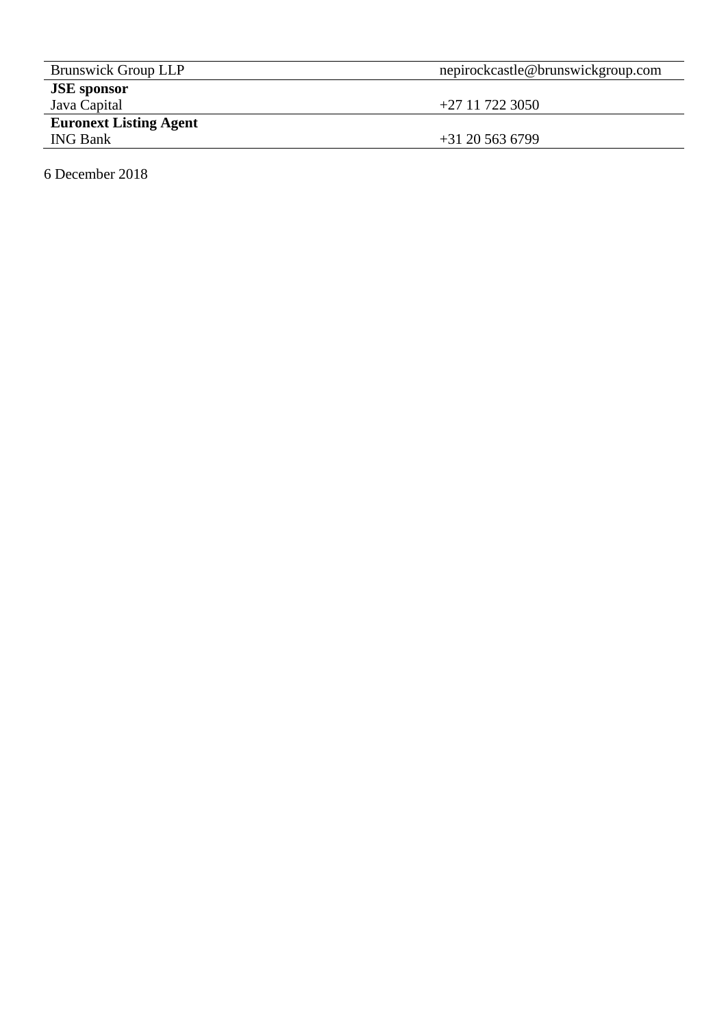| | |
|---|---|
| Brunswick Group LLP | nepirockcastle@brunswickgroup.com |
| **JSE sponsor** | |
| Java Capital | +27 11 722 3050 |
| **Euronext Listing Agent** | |
| ING Bank | +31 20 563 6799 |

6 December 2018